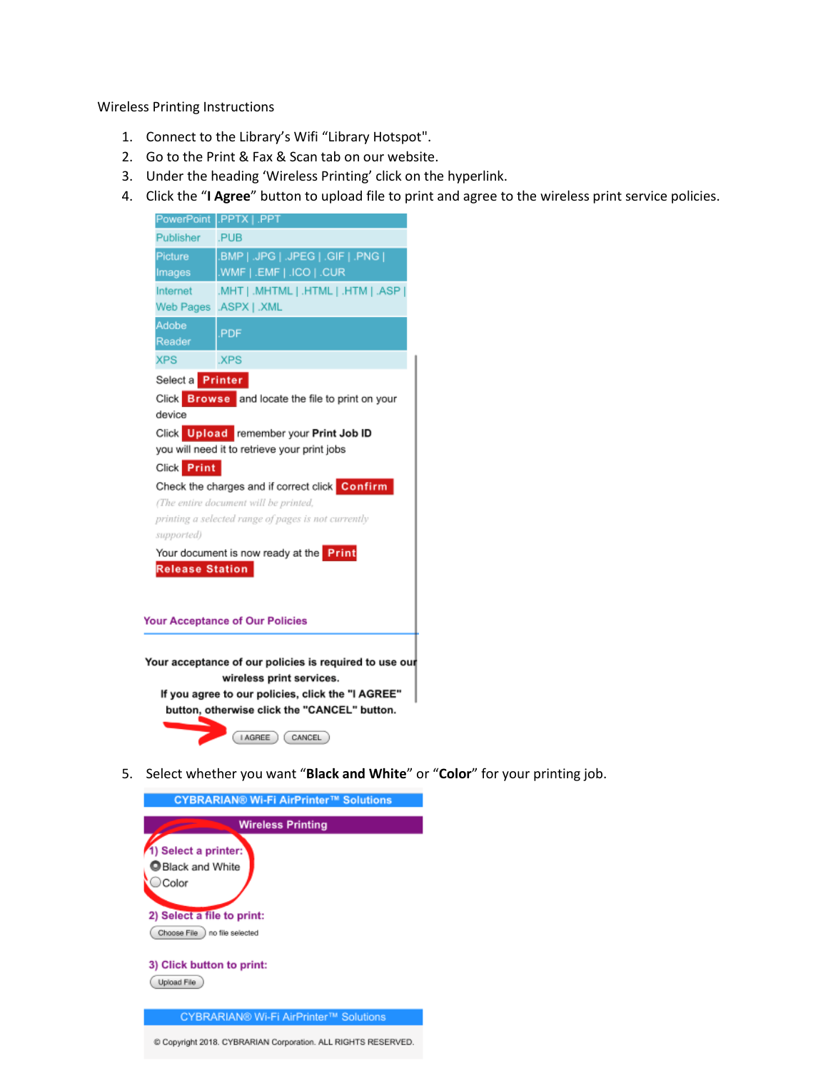Wireless Printing Instructions

1. Connect to the Library's Wifi "Library Hotspot".
2. Go to the Print & Fax & Scan tab on our website.
3. Under the heading 'Wireless Printing' click on the hyperlink.
4. Click the "**I Agree**" button to upload file to print and agree to the wireless print service policies.

| PowerPoint | .PPTX \| .PPT |
|---|---|
| Publisher | .PUB |
| Picture Images | .BMP \| .JPG \| .JPEG \| .GIF \| .PNG \| .WMF \| .EMF \| .ICO \| .CUR |
| Internet Web Pages | .MHT \| .MHTML \| .HTML \| .HTM \| .ASP \| .ASPX \| .XML |
| Adobe Reader | .PDF |
| XPS | .XPS |

Select a **Printer**

Click **Browse** and locate the file to print on your device

Click **Upload** remember your **Print Job ID** you will need it to retrieve your print jobs

Click **Print**

Check the charges and if correct click **Confirm**

*(The entire document will be printed, printing a selected range of pages is not currently supported)*

Your document is now ready at the **Print Release Station**

**Your Acceptance of Our Policies**

**Your acceptance of our policies is required to use our wireless print services.**
**If you agree to our policies, click the "I AGREE" button, otherwise click the "CANCEL" button.**

I AGREE   CANCEL

5. Select whether you want "**Black and White**" or "**Color**" for your printing job.

**CYBRARIAN® Wi-Fi AirPrinter™ Solutions**

**Wireless Printing**

**1) Select a printer:**
- Black and White
- Color

**2) Select a file to print:**

Choose File   no file selected

**3) Click button to print:**

Upload File

CYBRARIAN® Wi-Fi AirPrinter™ Solutions

© Copyright 2018. CYBRARIAN Corporation. ALL RIGHTS RESERVED.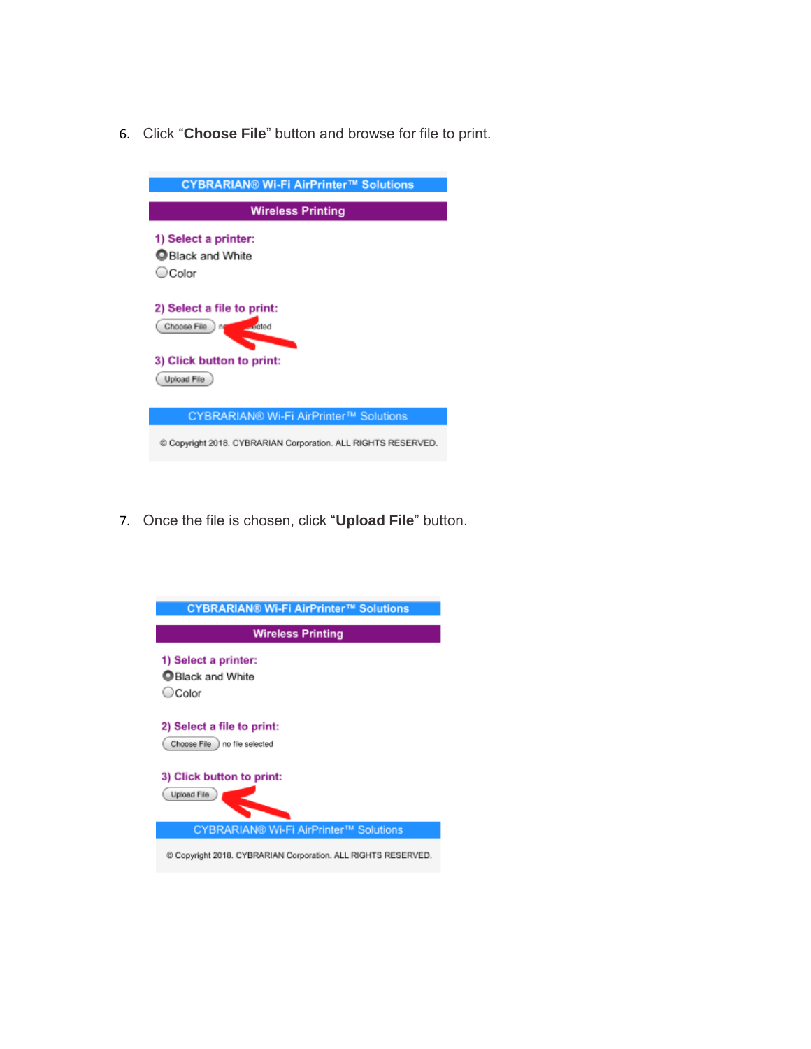6. Click “**Choose File**” button and browse for file to print.

7. Once the file is chosen, click “**Upload File**” button.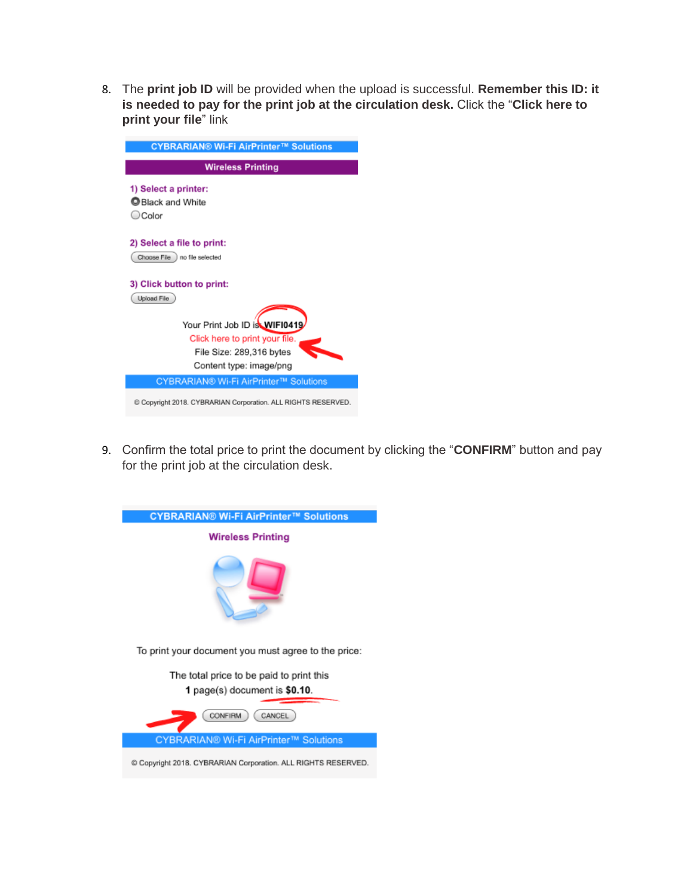8. The **print job ID** will be provided when the upload is successful. **Remember this ID: it is needed to pay for the print job at the circulation desk.** Click the "**Click here to print your file**" link

9. Confirm the total price to print the document by clicking the "**CONFIRM**" button and pay for the print job at the circulation desk.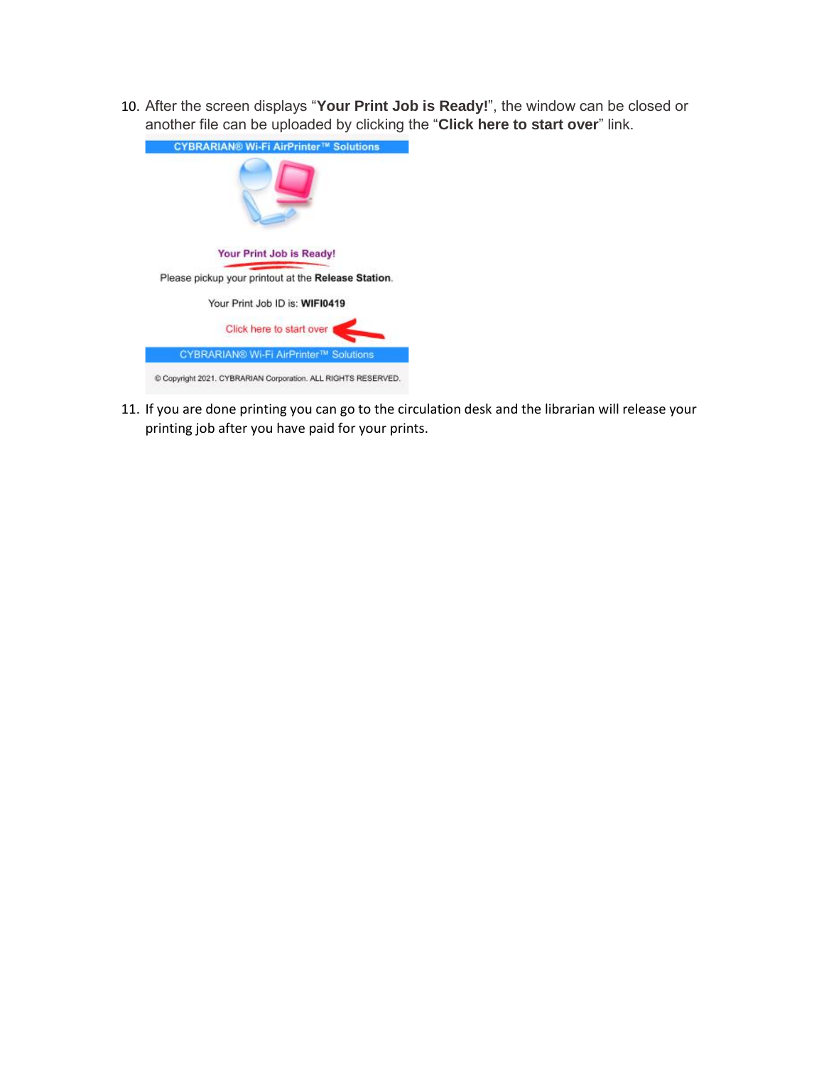10. After the screen displays "**Your Print Job is Ready!**", the window can be closed or another file can be uploaded by clicking the "**Click here to start over**" link.

11. If you are done printing you can go to the circulation desk and the librarian will release your printing job after you have paid for your prints.